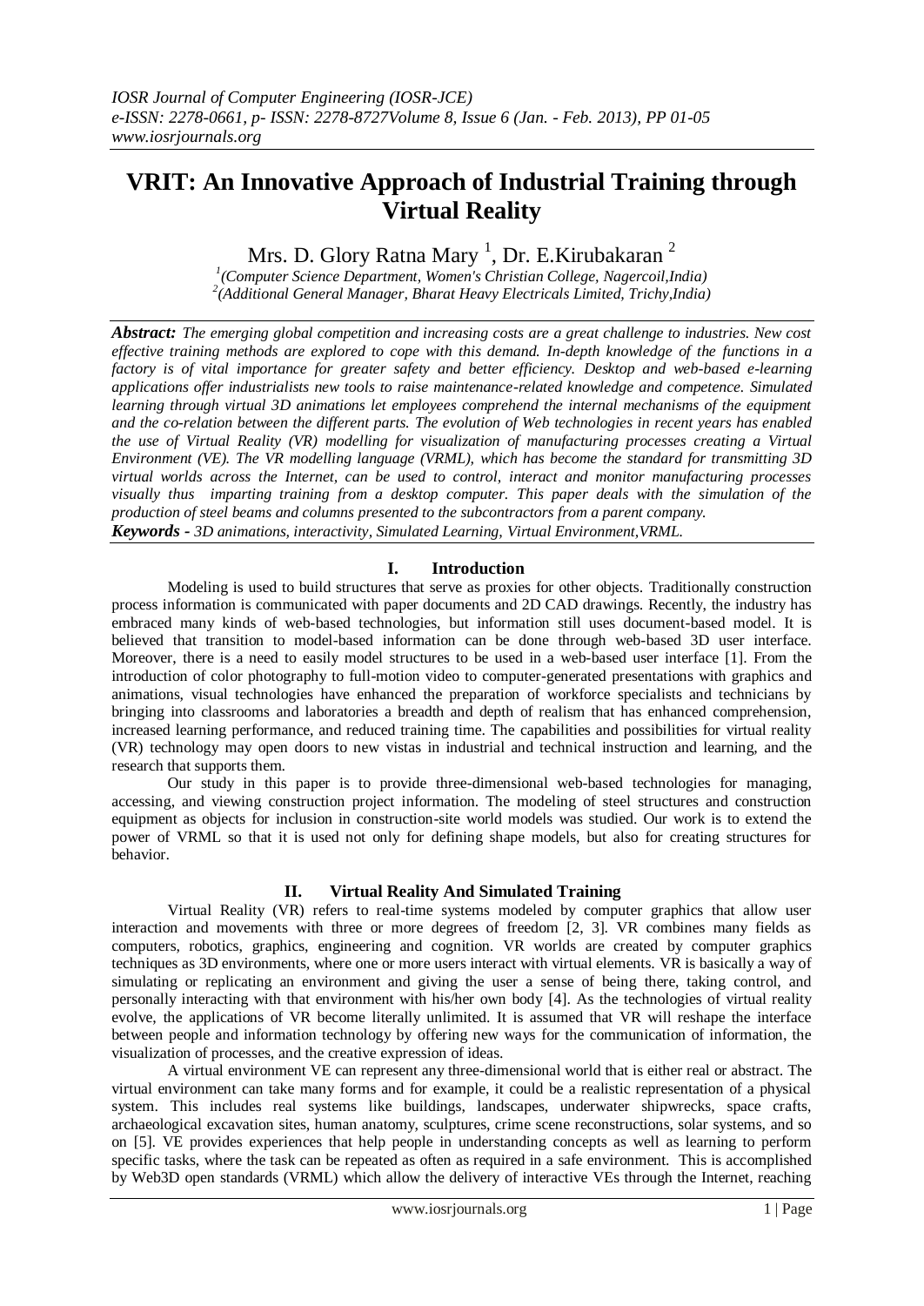# VRIT: An Innovative Approach of Industrial Training through Virtual Reality

Mrs. D. Glory Ratna Mary [1], Dr. E.Kirubakaran [2]

[1](Computer Science Department, Women's Christian College, Nagercoil,India)
[2](Additional General Manager, Bharat Heavy Electricals Limited, Trichy,India)

***Abstract:*** *The emerging global competition and increasing costs are a great challenge to industries. New cost effective training methods are explored to cope with this demand. In-depth knowledge of the functions in a factory is of vital importance for greater safety and better efficiency. Desktop and web-based e-learning applications offer industrialists new tools to raise maintenance-related knowledge and competence. Simulated learning through virtual 3D animations let employees comprehend the internal mechanisms of the equipment and the co-relation between the different parts. The evolution of Web technologies in recent years has enabled the use of Virtual Reality (VR) modelling for visualization of manufacturing processes creating a Virtual Environment (VE). The VR modelling language (VRML), which has become the standard for transmitting 3D virtual worlds across the Internet, can be used to control, interact and monitor manufacturing processes visually thus imparting training from a desktop computer. This paper deals with the simulation of the production of steel beams and columns presented to the subcontractors from a parent company.*

***Keywords -*** *3D animations, interactivity, Simulated Learning, Virtual Environment,VRML.*

## I. Introduction

Modeling is used to build structures that serve as proxies for other objects. Traditionally construction process information is communicated with paper documents and 2D CAD drawings. Recently, the industry has embraced many kinds of web-based technologies, but information still uses document-based model. It is believed that transition to model-based information can be done through web-based 3D user interface. Moreover, there is a need to easily model structures to be used in a web-based user interface [1]. From the introduction of color photography to full-motion video to computer-generated presentations with graphics and animations, visual technologies have enhanced the preparation of workforce specialists and technicians by bringing into classrooms and laboratories a breadth and depth of realism that has enhanced comprehension, increased learning performance, and reduced training time. The capabilities and possibilities for virtual reality (VR) technology may open doors to new vistas in industrial and technical instruction and learning, and the research that supports them.

Our study in this paper is to provide three-dimensional web-based technologies for managing, accessing, and viewing construction project information. The modeling of steel structures and construction equipment as objects for inclusion in construction-site world models was studied. Our work is to extend the power of VRML so that it is used not only for defining shape models, but also for creating structures for behavior.

## II. Virtual Reality And Simulated Training

Virtual Reality (VR) refers to real-time systems modeled by computer graphics that allow user interaction and movements with three or more degrees of freedom [2, 3]. VR combines many fields as computers, robotics, graphics, engineering and cognition. VR worlds are created by computer graphics techniques as 3D environments, where one or more users interact with virtual elements. VR is basically a way of simulating or replicating an environment and giving the user a sense of being there, taking control, and personally interacting with that environment with his/her own body [4]. As the technologies of virtual reality evolve, the applications of VR become literally unlimited. It is assumed that VR will reshape the interface between people and information technology by offering new ways for the communication of information, the visualization of processes, and the creative expression of ideas.

A virtual environment VE can represent any three-dimensional world that is either real or abstract. The virtual environment can take many forms and for example, it could be a realistic representation of a physical system. This includes real systems like buildings, landscapes, underwater shipwrecks, space crafts, archaeological excavation sites, human anatomy, sculptures, crime scene reconstructions, solar systems, and so on [5]. VE provides experiences that help people in understanding concepts as well as learning to perform specific tasks, where the task can be repeated as often as required in a safe environment. This is accomplished by Web3D open standards (VRML) which allow the delivery of interactive VEs through the Internet, reaching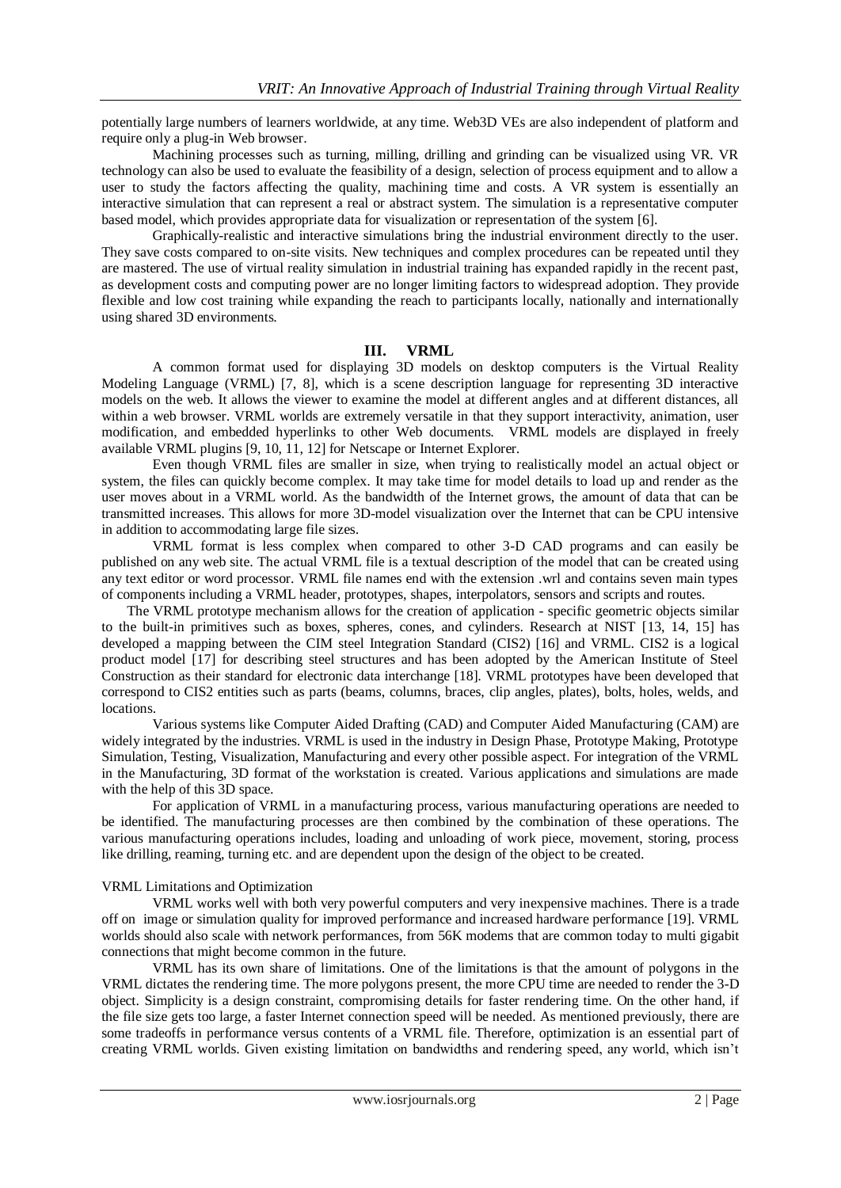potentially large numbers of learners worldwide, at any time. Web3D VEs are also independent of platform and require only a plug-in Web browser.

Machining processes such as turning, milling, drilling and grinding can be visualized using VR. VR technology can also be used to evaluate the feasibility of a design, selection of process equipment and to allow a user to study the factors affecting the quality, machining time and costs. A VR system is essentially an interactive simulation that can represent a real or abstract system. The simulation is a representative computer based model, which provides appropriate data for visualization or representation of the system [6].

Graphically-realistic and interactive simulations bring the industrial environment directly to the user. They save costs compared to on-site visits. New techniques and complex procedures can be repeated until they are mastered. The use of virtual reality simulation in industrial training has expanded rapidly in the recent past, as development costs and computing power are no longer limiting factors to widespread adoption. They provide flexible and low cost training while expanding the reach to participants locally, nationally and internationally using shared 3D environments.

## III. VRML

A common format used for displaying 3D models on desktop computers is the Virtual Reality Modeling Language (VRML) [7, 8], which is a scene description language for representing 3D interactive models on the web. It allows the viewer to examine the model at different angles and at different distances, all within a web browser. VRML worlds are extremely versatile in that they support interactivity, animation, user modification, and embedded hyperlinks to other Web documents. VRML models are displayed in freely available VRML plugins [9, 10, 11, 12] for Netscape or Internet Explorer.

Even though VRML files are smaller in size, when trying to realistically model an actual object or system, the files can quickly become complex. It may take time for model details to load up and render as the user moves about in a VRML world. As the bandwidth of the Internet grows, the amount of data that can be transmitted increases. This allows for more 3D-model visualization over the Internet that can be CPU intensive in addition to accommodating large file sizes.

VRML format is less complex when compared to other 3-D CAD programs and can easily be published on any web site. The actual VRML file is a textual description of the model that can be created using any text editor or word processor. VRML file names end with the extension .wrl and contains seven main types of components including a VRML header, prototypes, shapes, interpolators, sensors and scripts and routes.

The VRML prototype mechanism allows for the creation of application - specific geometric objects similar to the built-in primitives such as boxes, spheres, cones, and cylinders. Research at NIST [13, 14, 15] has developed a mapping between the CIM steel Integration Standard (CIS2) [16] and VRML. CIS2 is a logical product model [17] for describing steel structures and has been adopted by the American Institute of Steel Construction as their standard for electronic data interchange [18]. VRML prototypes have been developed that correspond to CIS2 entities such as parts (beams, columns, braces, clip angles, plates), bolts, holes, welds, and locations.

Various systems like Computer Aided Drafting (CAD) and Computer Aided Manufacturing (CAM) are widely integrated by the industries. VRML is used in the industry in Design Phase, Prototype Making, Prototype Simulation, Testing, Visualization, Manufacturing and every other possible aspect. For integration of the VRML in the Manufacturing, 3D format of the workstation is created. Various applications and simulations are made with the help of this 3D space.

For application of VRML in a manufacturing process, various manufacturing operations are needed to be identified. The manufacturing processes are then combined by the combination of these operations. The various manufacturing operations includes, loading and unloading of work piece, movement, storing, process like drilling, reaming, turning etc. and are dependent upon the design of the object to be created.

### VRML Limitations and Optimization

VRML works well with both very powerful computers and very inexpensive machines. There is a trade off on image or simulation quality for improved performance and increased hardware performance [19]. VRML worlds should also scale with network performances, from 56K modems that are common today to multi gigabit connections that might become common in the future.

VRML has its own share of limitations. One of the limitations is that the amount of polygons in the VRML dictates the rendering time. The more polygons present, the more CPU time are needed to render the 3-D object. Simplicity is a design constraint, compromising details for faster rendering time. On the other hand, if the file size gets too large, a faster Internet connection speed will be needed. As mentioned previously, there are some tradeoffs in performance versus contents of a VRML file. Therefore, optimization is an essential part of creating VRML worlds. Given existing limitation on bandwidths and rendering speed, any world, which isn't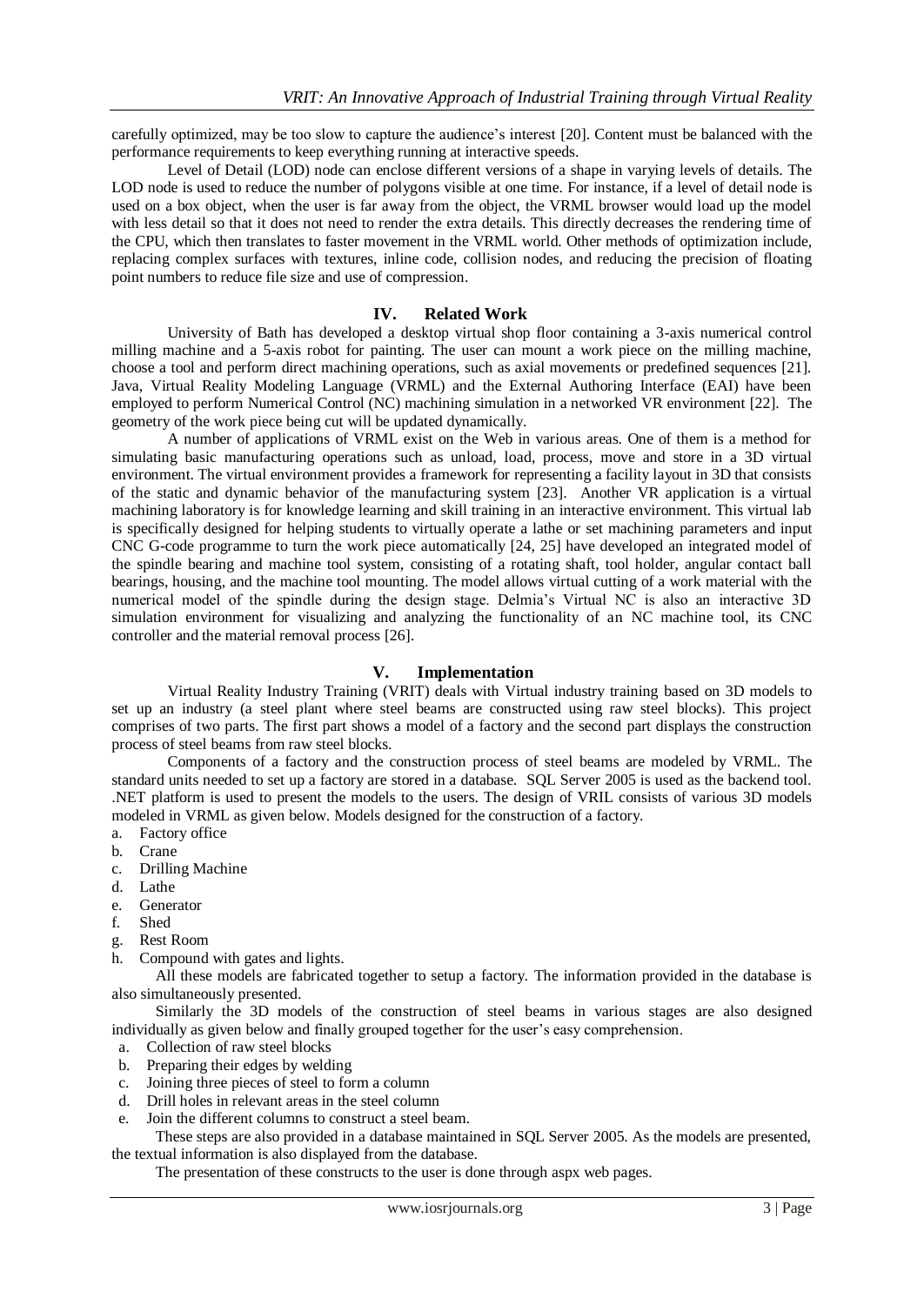carefully optimized, may be too slow to capture the audience's interest [20]. Content must be balanced with the performance requirements to keep everything running at interactive speeds.

Level of Detail (LOD) node can enclose different versions of a shape in varying levels of details. The LOD node is used to reduce the number of polygons visible at one time. For instance, if a level of detail node is used on a box object, when the user is far away from the object, the VRML browser would load up the model with less detail so that it does not need to render the extra details. This directly decreases the rendering time of the CPU, which then translates to faster movement in the VRML world. Other methods of optimization include, replacing complex surfaces with textures, inline code, collision nodes, and reducing the precision of floating point numbers to reduce file size and use of compression.

## IV. Related Work

University of Bath has developed a desktop virtual shop floor containing a 3-axis numerical control milling machine and a 5-axis robot for painting. The user can mount a work piece on the milling machine, choose a tool and perform direct machining operations, such as axial movements or predefined sequences [21]. Java, Virtual Reality Modeling Language (VRML) and the External Authoring Interface (EAI) have been employed to perform Numerical Control (NC) machining simulation in a networked VR environment [22]. The geometry of the work piece being cut will be updated dynamically.

A number of applications of VRML exist on the Web in various areas. One of them is a method for simulating basic manufacturing operations such as unload, load, process, move and store in a 3D virtual environment. The virtual environment provides a framework for representing a facility layout in 3D that consists of the static and dynamic behavior of the manufacturing system [23]. Another VR application is a virtual machining laboratory is for knowledge learning and skill training in an interactive environment. This virtual lab is specifically designed for helping students to virtually operate a lathe or set machining parameters and input CNC G-code programme to turn the work piece automatically [24, 25] have developed an integrated model of the spindle bearing and machine tool system, consisting of a rotating shaft, tool holder, angular contact ball bearings, housing, and the machine tool mounting. The model allows virtual cutting of a work material with the numerical model of the spindle during the design stage. Delmia's Virtual NC is also an interactive 3D simulation environment for visualizing and analyzing the functionality of an NC machine tool, its CNC controller and the material removal process [26].

## V. Implementation

Virtual Reality Industry Training (VRIT) deals with Virtual industry training based on 3D models to set up an industry (a steel plant where steel beams are constructed using raw steel blocks). This project comprises of two parts. The first part shows a model of a factory and the second part displays the construction process of steel beams from raw steel blocks.

Components of a factory and the construction process of steel beams are modeled by VRML. The standard units needed to set up a factory are stored in a database. SQL Server 2005 is used as the backend tool. .NET platform is used to present the models to the users. The design of VRIL consists of various 3D models modeled in VRML as given below. Models designed for the construction of a factory.

a. Factory office
b. Crane
c. Drilling Machine
d. Lathe
e. Generator
f. Shed
g. Rest Room
h. Compound with gates and lights.

All these models are fabricated together to setup a factory. The information provided in the database is also simultaneously presented.

Similarly the 3D models of the construction of steel beams in various stages are also designed individually as given below and finally grouped together for the user's easy comprehension.

a. Collection of raw steel blocks
b. Preparing their edges by welding
c. Joining three pieces of steel to form a column
d. Drill holes in relevant areas in the steel column
e. Join the different columns to construct a steel beam.

These steps are also provided in a database maintained in SQL Server 2005. As the models are presented, the textual information is also displayed from the database.

The presentation of these constructs to the user is done through aspx web pages.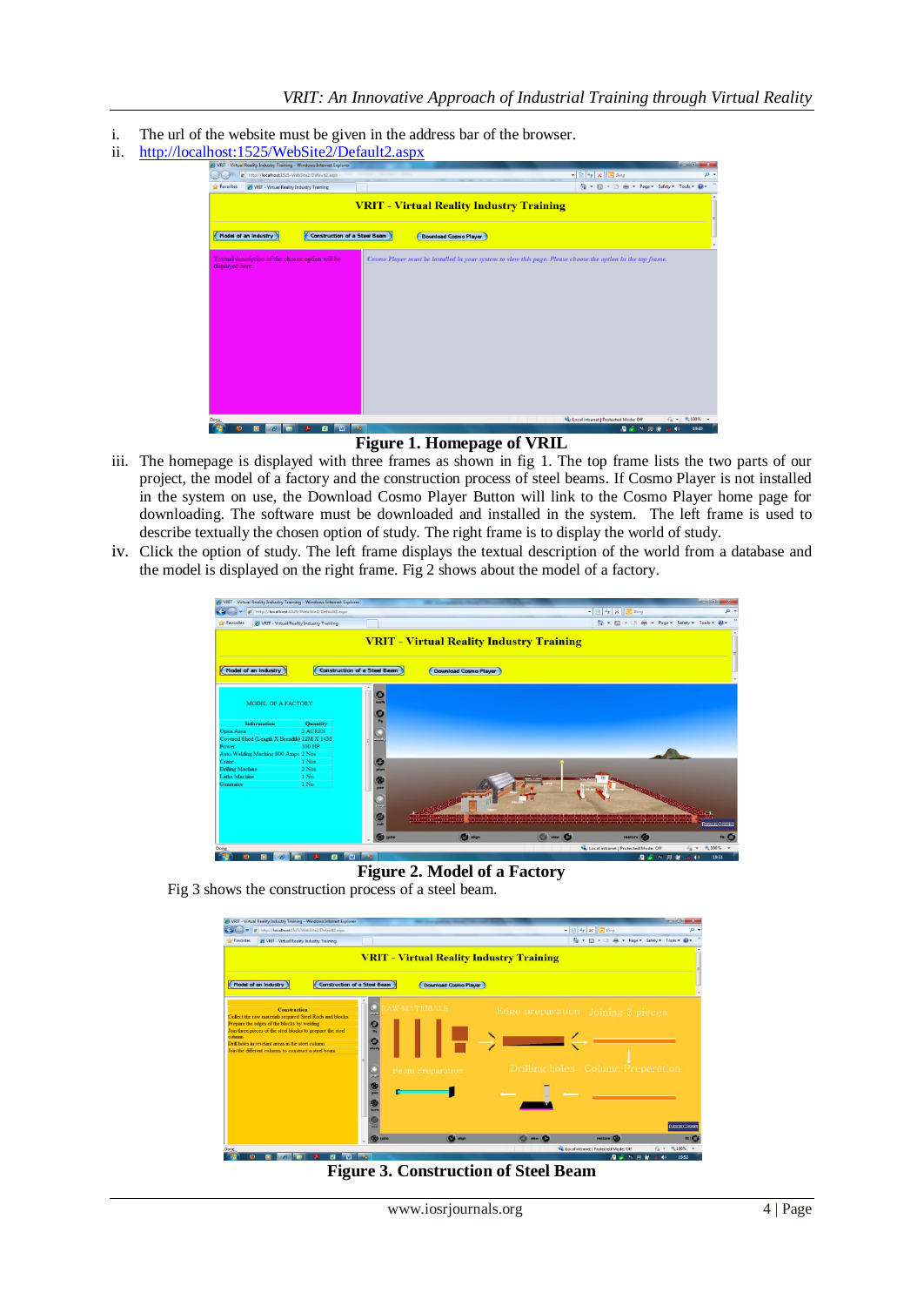i. The url of the website must be given in the address bar of the browser.
ii. http://localhost:1525/WebSite2/Default2.aspx

**Figure 1. Homepage of VRIL**

iii. The homepage is displayed with three frames as shown in fig 1. The top frame lists the two parts of our project, the model of a factory and the construction process of steel beams. If Cosmo Player is not installed in the system on use, the Download Cosmo Player Button will link to the Cosmo Player home page for downloading. The software must be downloaded and installed in the system. The left frame is used to describe textually the chosen option of study. The right frame is to display the world of study.
iv. Click the option of study. The left frame displays the textual description of the world from a database and the model is displayed on the right frame. Fig 2 shows about the model of a factory.

**Figure 2. Model of a Factory**

Fig 3 shows the construction process of a steel beam.

**Figure 3. Construction of Steel Beam**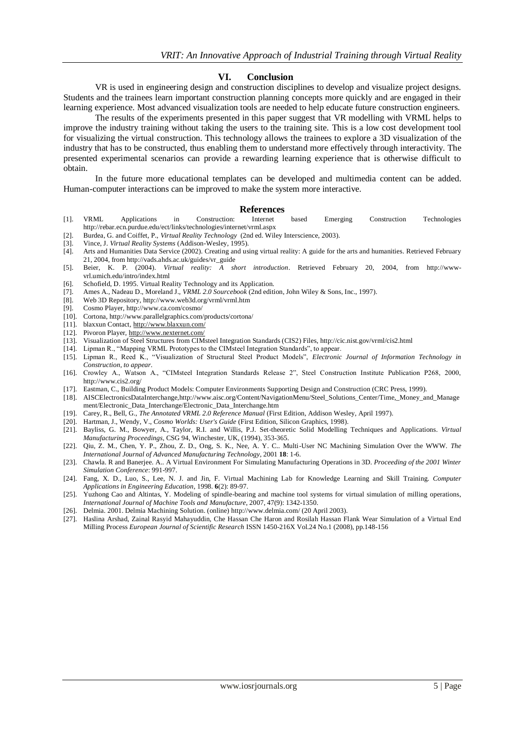## VI. Conclusion

VR is used in engineering design and construction disciplines to develop and visualize project designs. Students and the trainees learn important construction planning concepts more quickly and are engaged in their learning experience. Most advanced visualization tools are needed to help educate future construction engineers.

The results of the experiments presented in this paper suggest that VR modelling with VRML helps to improve the industry training without taking the users to the training site. This is a low cost development tool for visualizing the virtual construction. This technology allows the trainees to explore a 3D visualization of the industry that has to be constructed, thus enabling them to understand more effectively through interactivity. The presented experimental scenarios can provide a rewarding learning experience that is otherwise difficult to obtain.

In the future more educational templates can be developed and multimedia content can be added. Human-computer interactions can be improved to make the system more interactive.

## References

[1]. VRML Applications in Construction: Internet based Emerging Construction Technologies http://rebar.ecn.purdue.edu/ect/links/technologies/internet/vrml.aspx

[2]. Burdea, G. and Coiffet, P., *Virtual Reality Technology* (2nd ed. Wiley Interscience, 2003).

[3]. Vince, J. *Virtual Reality Systems* (Addison-Wesley, 1995).

[4]. Arts and Humanities Data Service (2002). Creating and using virtual reality: A guide for the arts and humanities. Retrieved February 21, 2004, from http://vads.ahds.ac.uk/guides/vr_guide

[5]. Beier, K. P. (2004). *Virtual reality: A short introduction*. Retrieved February 20, 2004, from http://www-vrl.umich.edu/intro/index.html

[6]. Schofield, D. 1995. Virtual Reality Technology and its Application.

[7]. Ames A., Nadeau D., Moreland J., *VRML 2.0 Sourcebook* (2nd edition, John Wiley & Sons, Inc., 1997).

[8]. Web 3D Repository, http://www.web3d.org/vrml/vrml.htm

[9]. Cosmo Player, http://www.ca.com/cosmo/

[10]. Cortona, http://www.parallelgraphics.com/products/cortona/

[11]. blaxxun Contact, http://www.blaxxun.com/

[12]. Pivoron Player, http://www.nexternet.com/

[13]. Visualization of Steel Structures from CIMsteel Integration Standards (CIS2) Files, http://cic.nist.gov/vrml/cis2.html

[14]. Lipman R., "Mapping VRML Prototypes to the CIMsteel Integration Standards", to appear.

[15]. Lipman R., Reed K., "Visualization of Structural Steel Product Models", *Electronic Journal of Information Technology in Construction, to appear*.

[16]. Crowley A., Watson A., "CIMsteel Integration Standards Release 2", Steel Construction Institute Publication P268, 2000, http://www.cis2.org/

[17]. Eastman, C., Building Product Models: Computer Environments Supporting Design and Construction (CRC Press, 1999).

[18]. AISCElectronicsDataInterchange,http://www.aisc.org/Content/NavigationMenu/Steel_Solutions_Center/Time,_Money_and_Management/Electronic_Data_Interchange/Electronic_Data_Interchange.htm

[19]. Carey, R., Bell, G., *The Annotated VRML 2.0 Reference Manual* (First Edition, Addison Wesley, April 1997).

[20]. Hartman, J., Wendy, V., *Cosmo Worlds: User's Guide* (First Edition, Silicon Graphics, 1998).

[21]. Bayliss, G. M., Bowyer, A., Taylor, R.I. and Willis, P.J. Set-theoretic Solid Modelling Techniques and Applications. *Virtual Manufacturing Proceedings*, CSG 94, Winchester, UK, (1994), 353-365.

[22]. Qiu, Z. M., Chen, Y. P., Zhou, Z. D., Ong, S. K., Nee, A. Y. C.. Multi-User NC Machining Simulation Over the WWW. *The International Journal of Advanced Manufacturing Technology*, 2001 **18**: 1-6.

[23]. Chawla. R and Banerjee. A.. A Virtual Environment For Simulating Manufacturing Operations in 3D. *Proceeding of the 2001 Winter Simulation Conference*: 991-997.

[24]. Fang, X. D., Luo, S., Lee, N. J. and Jin, F. Virtual Machining Lab for Knowledge Learning and Skill Training. *Computer Applications in Engineering Education*, 1998. **6**(2): 89-97.

[25]. Yuzhong Cao and Altintas, Y. Modeling of spindle-bearing and machine tool systems for virtual simulation of milling operations, *International Journal of Machine Tools and Manufacture*, 2007, 47(9): 1342-1350.

[26]. Delmia. 2001. Delmia Machining Solution. (online) http://www.delmia.com/ (20 April 2003).

[27]. Haslina Arshad, Zainal Rasyid Mahayuddin, Che Hassan Che Haron and Rosilah Hassan Flank Wear Simulation of a Virtual End Milling Process *European Journal of Scientific Research* ISSN 1450-216X Vol.24 No.1 (2008), pp.148-156